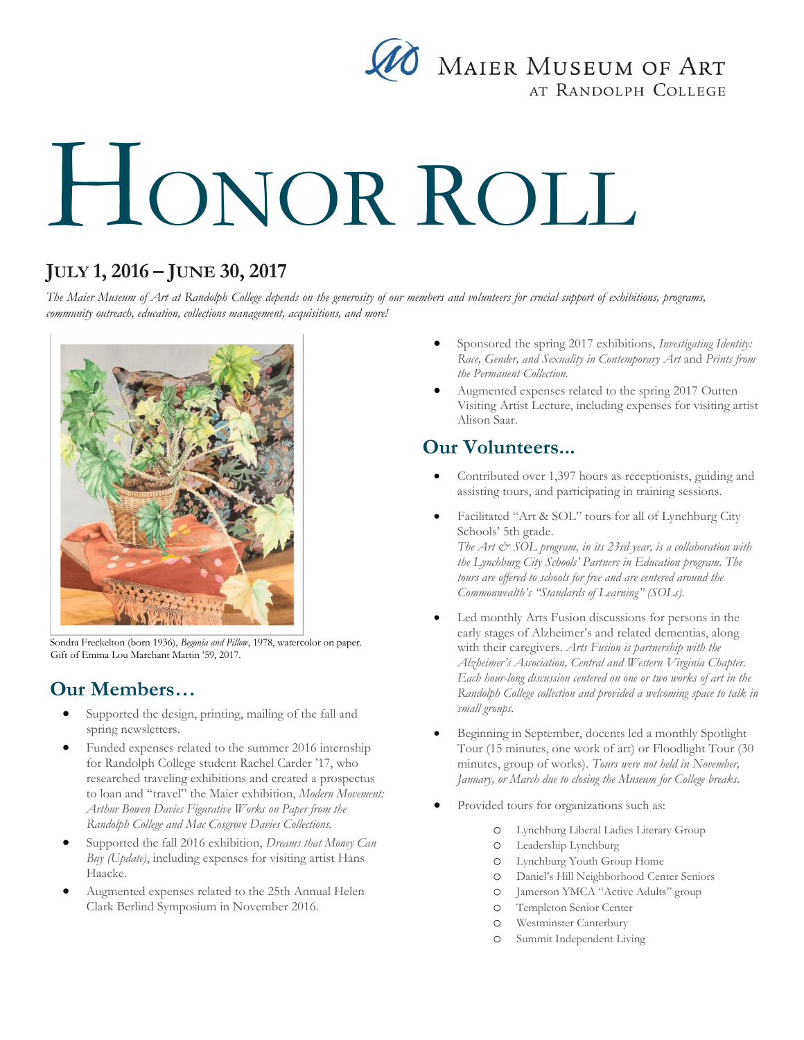Maier Museum of Art at Randolph College

# Honor Roll

## July 1, 2016 – June 30, 2017

*The Maier Museum of Art at Randolph College depends on the generosity of our members and volunteers for crucial support of exhibitions, programs, community outreach, education, collections management, acquisitions, and more!*

Sondra Freckelton (born 1936), *Begonia and Pillow*, 1978, watercolor on paper. Gift of Emma Lou Marchant Martin '59, 2017.

## Our Members…

- Supported the design, printing, mailing of the fall and spring newsletters.
- Funded expenses related to the summer 2016 internship for Randolph College student Rachel Carder '17, who researched traveling exhibitions and created a prospectus to loan and "travel" the Maier exhibition, *Modern Movement: Arthur Bowen Davies Figurative Works on Paper from the Randolph College and Mac Cosgrove Davies Collections.*
- Supported the fall 2016 exhibition, *Dreams that Money Can Buy (Update)*, including expenses for visiting artist Hans Haacke.
- Augmented expenses related to the 25th Annual Helen Clark Berlind Symposium in November 2016.
- Sponsored the spring 2017 exhibitions, *Investigating Identity: Race, Gender, and Sexuality in Contemporary Art* and *Prints from the Permanent Collection.*
- Augmented expenses related to the spring 2017 Outten Visiting Artist Lecture, including expenses for visiting artist Alison Saar.

## Our Volunteers...

- Contributed over 1,397 hours as receptionists, guiding and assisting tours, and participating in training sessions.
- Facilitated "Art & SOL" tours for all of Lynchburg City Schools' 5th grade.
  *The Art & SOL program, in its 23rd year, is a collaboration with the Lynchburg City Schools' Partners in Education program. The tours are offered to schools for free and are centered around the Commonwealth's "Standards of Learning" (SOLs).*
- Led monthly Arts Fusion discussions for persons in the early stages of Alzheimer's and related dementias, along with their caregivers. *Arts Fusion is partnership with the Alzheimer's Association, Central and Western Virginia Chapter. Each hour-long discussion centered on one or two works of art in the Randolph College collection and provided a welcoming space to talk in small groups.*
- Beginning in September, docents led a monthly Spotlight Tour (15 minutes, one work of art) or Floodlight Tour (30 minutes, group of works). *Tours were not held in November, January, or March due to closing the Museum for College breaks.*
- Provided tours for organizations such as:
  - Lynchburg Liberal Ladies Literary Group
  - Leadership Lynchburg
  - Lynchburg Youth Group Home
  - Daniel's Hill Neighborhood Center Seniors
  - Jamerson YMCA "Active Adults" group
  - Templeton Senior Center
  - Westminster Canterbury
  - Summit Independent Living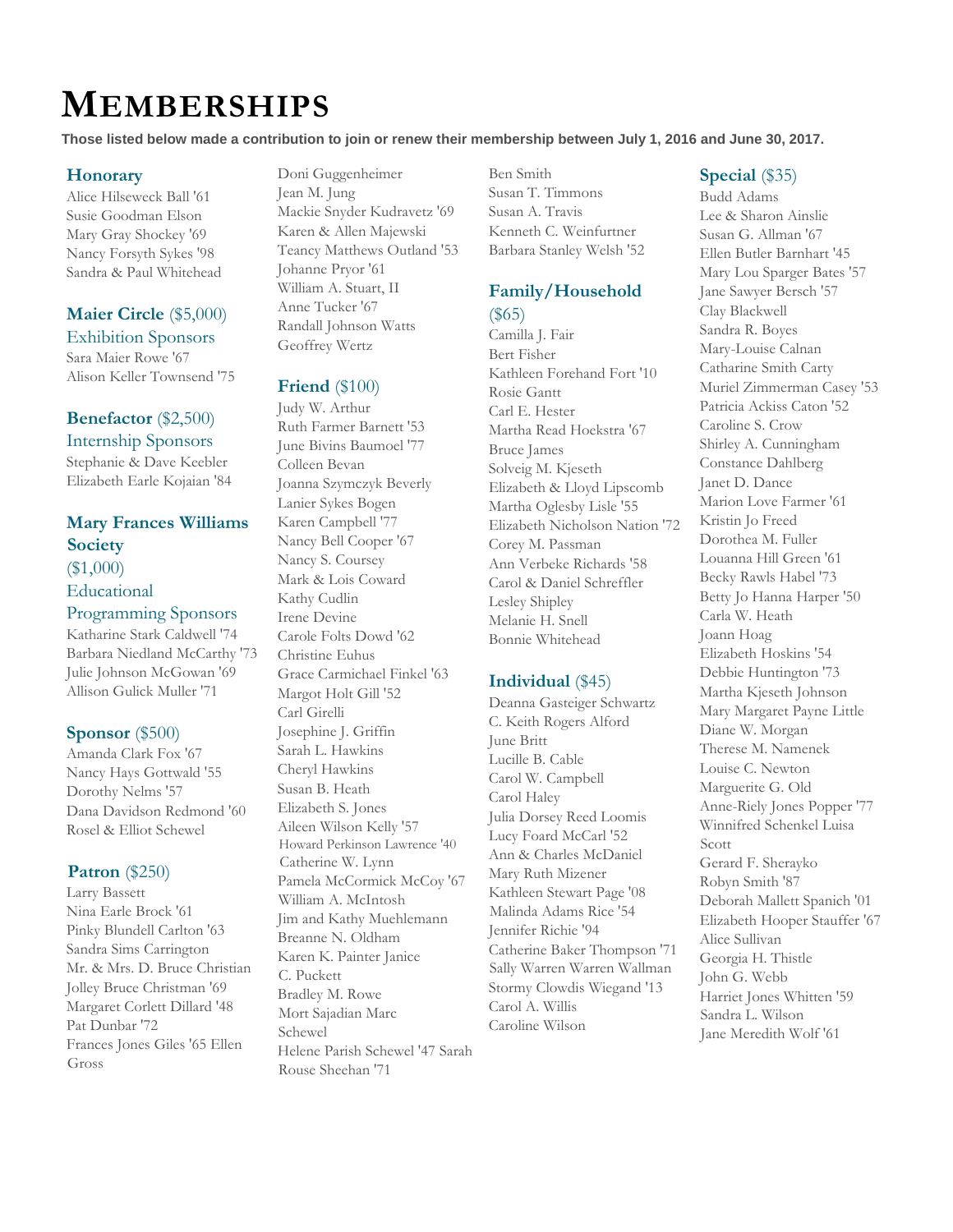# MEMBERSHIPS

**Those listed below made a contribution to join or renew their membership between July 1, 2016 and June 30, 2017.**

## Honorary

Alice Hilseweck Ball '61
Susie Goodman Elson
Mary Gray Shockey '69
Nancy Forsyth Sykes '98
Sandra & Paul Whitehead

## Maier Circle ($5,000)

Exhibition Sponsors

Sara Maier Rowe '67
Alison Keller Townsend '75

## Benefactor ($2,500)

Internship Sponsors

Stephanie & Dave Keebler
Elizabeth Earle Kojaian '84

## Mary Frances Williams Society ($1,000)

Educational Programming Sponsors

Katharine Stark Caldwell '74
Barbara Niedland McCarthy '73
Julie Johnson McGowan '69
Allison Gulick Muller '71

## Sponsor ($500)

Amanda Clark Fox '67
Nancy Hays Gottwald '55
Dorothy Nelms '57
Dana Davidson Redmond '60
Rosel & Elliot Schewel

## Patron ($250)

Larry Bassett
Nina Earle Brock '61
Pinky Blundell Carlton '63
Sandra Sims Carrington
Mr. & Mrs. D. Bruce Christian
Jolley Bruce Christman '69
Margaret Corlett Dillard '48
Pat Dunbar '72
Frances Jones Giles '65
Ellen Gross
Doni Guggenheimer
Jean M. Jung
Mackie Snyder Kudravetz '69
Karen & Allen Majewski
Teancy Matthews Outland '53
Johanne Pryor '61
William A. Stuart, II
Anne Tucker '67
Randall Johnson Watts
Geoffrey Wertz

## Friend ($100)

Judy W. Arthur
Ruth Farmer Barnett '53
June Bivins Baumoel '77
Colleen Bevan
Joanna Szymczyk Beverly
Lanier Sykes Bogen
Karen Campbell '77
Nancy Bell Cooper '67
Nancy S. Coursey
Mark & Lois Coward
Kathy Cudlin
Irene Devine
Carole Folts Dowd '62
Christine Euhus
Grace Carmichael Finkel '63
Margot Holt Gill '52
Carl Girelli
Josephine J. Griffin
Sarah L. Hawkins
Cheryl Hawkins
Susan B. Heath
Elizabeth S. Jones
Aileen Wilson Kelly '57
Howard Perkinson Lawrence '40
Catherine W. Lynn
Pamela McCormick McCoy '67
William A. McIntosh
Jim and Kathy Muehlemann
Breanne N. Oldham
Karen K. Painter
Janice C. Puckett
Bradley M. Rowe
Mort Sajadian
Marc Schewel
Helene Parish Schewel '47
Sarah Rouse Sheehan '71
Ben Smith
Susan T. Timmons
Susan A. Travis
Kenneth C. Weinfurtner
Barbara Stanley Welsh '52

## Family/Household ($65)

Camilla J. Fair
Bert Fisher
Kathleen Forehand Fort '10
Rosie Gantt
Carl E. Hester
Martha Read Hoekstra '67
Bruce James
Solveig M. Kjeseth
Elizabeth & Lloyd Lipscomb
Martha Oglesby Lisle '55
Elizabeth Nicholson Nation '72
Corey M. Passman
Ann Verbeke Richards '58
Carol & Daniel Schreffler
Lesley Shipley
Melanie H. Snell
Bonnie Whitehead

## Individual ($45)

Deanna Gasteiger Schwartz
C. Keith Rogers Alford
June Britt
Lucille B. Cable
Carol W. Campbell
Carol Haley
Julia Dorsey Reed Loomis
Lucy Foard McCarl '52
Ann & Charles McDaniel
Mary Ruth Mizener
Kathleen Stewart Page '08
Malinda Adams Rice '54
Jennifer Richie '94
Catherine Baker Thompson '71
Sally Warren Warren Wallman
Stormy Clowdis Wiegand '13
Carol A. Willis
Caroline Wilson

## Special ($35)

Budd Adams
Lee & Sharon Ainslie
Susan G. Allman '67
Ellen Butler Barnhart '45
Mary Lou Sparger Bates '57
Jane Sawyer Bersch '57
Clay Blackwell
Sandra R. Boyes
Mary-Louise Calnan
Catharine Smith Carty
Muriel Zimmerman Casey '53
Patricia Ackiss Caton '52
Caroline S. Crow
Shirley A. Cunningham
Constance Dahlberg
Janet D. Dance
Marion Love Farmer '61
Kristin Jo Freed
Dorothea M. Fuller
Louanna Hill Green '61
Becky Rawls Habel '73
Betty Jo Hanna Harper '50
Carla W. Heath
Joann Hoag
Elizabeth Hoskins '54
Debbie Huntington '73
Martha Kjeseth Johnson
Mary Margaret Payne Little
Diane W. Morgan
Therese M. Namenek
Louise C. Newton
Marguerite G. Old
Anne-Riely Jones Popper '77
Winnifred Schenkel Luisa Scott
Gerard F. Sherayko
Robyn Smith '87
Deborah Mallett Spanich '01
Elizabeth Hooper Stauffer '67
Alice Sullivan
Georgia H. Thistle
John G. Webb
Harriet Jones Whitten '59
Sandra L. Wilson
Jane Meredith Wolf '61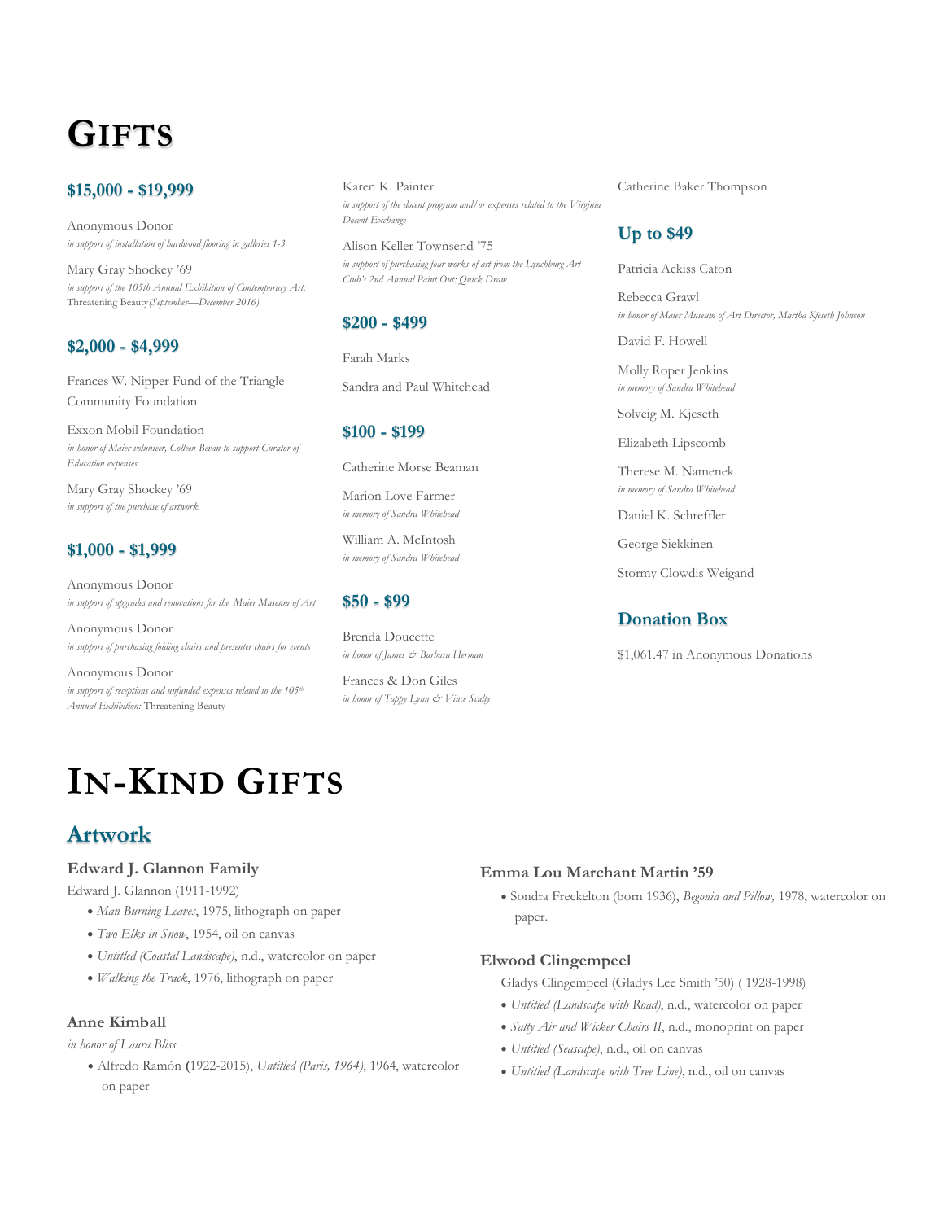# Gifts

### $15,000 - $19,999

Anonymous Donor
*in support of installation of hardwood flooring in galleries 1-3*

Mary Gray Shockey '69
*in support of the 105th Annual Exhibition of Contemporary Art:* Threatening Beauty *(September—December 2016)*

### $2,000 - $4,999

Frances W. Nipper Fund of the Triangle Community Foundation

Exxon Mobil Foundation
*in honor of Maier volunteer, Colleen Bevan to support Curator of Education expenses*

Mary Gray Shockey '69
*in support of the purchase of artwork*

### $1,000 - $1,999

Anonymous Donor
*in support of upgrades and renovations for the Maier Museum of Art*

Anonymous Donor
*in support of purchasing folding chairs and presenter chairs for events*

Anonymous Donor
*in support of receptions and unfunded expenses related to the 105th Annual Exhibition:* Threatening Beauty

Karen K. Painter
*in support of the docent program and/or expenses related to the Virginia Docent Exchange*

Alison Keller Townsend '75
*in support of purchasing four works of art from the Lynchburg Art Club's 2nd Annual Paint Out: Quick Draw*

### $200 - $499

Farah Marks

Sandra and Paul Whitehead

### $100 - $199

Catherine Morse Beaman

Marion Love Farmer
*in memory of Sandra Whitehead*

William A. McIntosh
*in memory of Sandra Whitehead*

### $50 - $99

Brenda Doucette
*in honor of James & Barbara Herman*

Frances & Don Giles
*in honor of Tappy Lynn & Vince Scully*

Catherine Baker Thompson

### Up to $49

Patricia Ackiss Caton

Rebecca Grawl
*in honor of Maier Museum of Art Director, Martha Kjeseth Johnson*

David F. Howell

Molly Roper Jenkins
*in memory of Sandra Whitehead*

Solveig M. Kjeseth

Elizabeth Lipscomb

Therese M. Namenek
*in memory of Sandra Whitehead*

Daniel K. Schreffler

George Siekkinen

Stormy Clowdis Weigand

### Donation Box

$1,061.47 in Anonymous Donations

# In-Kind Gifts

## Artwork

### Edward J. Glannon Family

Edward J. Glannon (1911-1992)

- *Man Burning Leaves*, 1975, lithograph on paper
- *Two Elks in Snow*, 1954, oil on canvas
- *Untitled (Coastal Landscape)*, n.d., watercolor on paper
- *Walking the Track*, 1976, lithograph on paper

### Anne Kimball

*in honor of Laura Bliss*

- Alfredo Ramón (1922-2015), *Untitled (Paris, 1964)*, 1964, watercolor on paper

### Emma Lou Marchant Martin '59

- Sondra Freckelton (born 1936), *Begonia and Pillow,* 1978, watercolor on paper.

### Elwood Clingempeel

Gladys Clingempeel (Gladys Lee Smith '50) ( 1928-1998)

- *Untitled (Landscape with Road)*, n.d., watercolor on paper
- *Salty Air and Wicker Chairs II*, n.d., monoprint on paper
- *Untitled (Seascape)*, n.d., oil on canvas
- *Untitled (Landscape with Tree Line)*, n.d., oil on canvas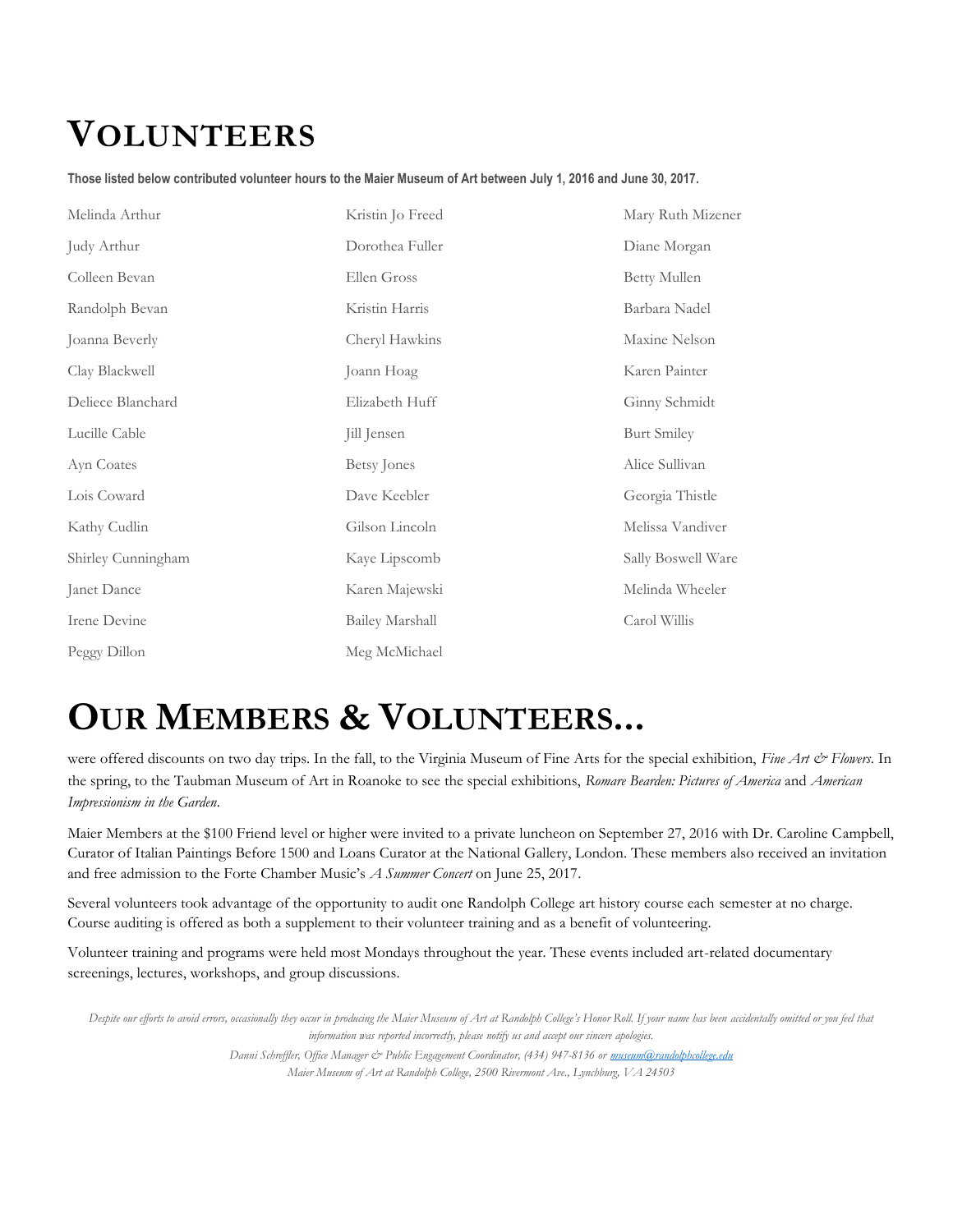# VOLUNTEERS

**Those listed below contributed volunteer hours to the Maier Museum of Art between July 1, 2016 and June 30, 2017.**

Melinda Arthur
Judy Arthur
Colleen Bevan
Randolph Bevan
Joanna Beverly
Clay Blackwell
Deliece Blanchard
Lucille Cable
Ayn Coates
Lois Coward
Kathy Cudlin
Shirley Cunningham
Janet Dance
Irene Devine
Peggy Dillon
Kristin Jo Freed
Dorothea Fuller
Ellen Gross
Kristin Harris
Cheryl Hawkins
Joann Hoag
Elizabeth Huff
Jill Jensen
Betsy Jones
Dave Keebler
Gilson Lincoln
Kaye Lipscomb
Karen Majewski
Bailey Marshall
Meg McMichael
Mary Ruth Mizener
Diane Morgan
Betty Mullen
Barbara Nadel
Maxine Nelson
Karen Painter
Ginny Schmidt
Burt Smiley
Alice Sullivan
Georgia Thistle
Melissa Vandiver
Sally Boswell Ware
Melinda Wheeler
Carol Willis

# OUR MEMBERS & VOLUNTEERS...

were offered discounts on two day trips. In the fall, to the Virginia Museum of Fine Arts for the special exhibition, *Fine Art & Flowers*. In the spring, to the Taubman Museum of Art in Roanoke to see the special exhibitions, *Romare Bearden: Pictures of America* and *American Impressionism in the Garden*.

Maier Members at the $100 Friend level or higher were invited to a private luncheon on September 27, 2016 with Dr. Caroline Campbell, Curator of Italian Paintings Before 1500 and Loans Curator at the National Gallery, London. These members also received an invitation and free admission to the Forte Chamber Music's *A Summer Concert* on June 25, 2017.

Several volunteers took advantage of the opportunity to audit one Randolph College art history course each semester at no charge. Course auditing is offered as both a supplement to their volunteer training and as a benefit of volunteering.

Volunteer training and programs were held most Mondays throughout the year. These events included art-related documentary screenings, lectures, workshops, and group discussions.

*Despite our efforts to avoid errors, occasionally they occur in producing the Maier Museum of Art at Randolph College's Honor Roll. If your name has been accidentally omitted or you feel that information was reported incorrectly, please notify us and accept our sincere apologies.*

*Danni Schreffler, Office Manager & Public Engagement Coordinator, (434) 947-8136 or museum@randolphcollege.edu*

*Maier Museum of Art at Randolph College, 2500 Rivermont Ave., Lynchburg, VA 24503*